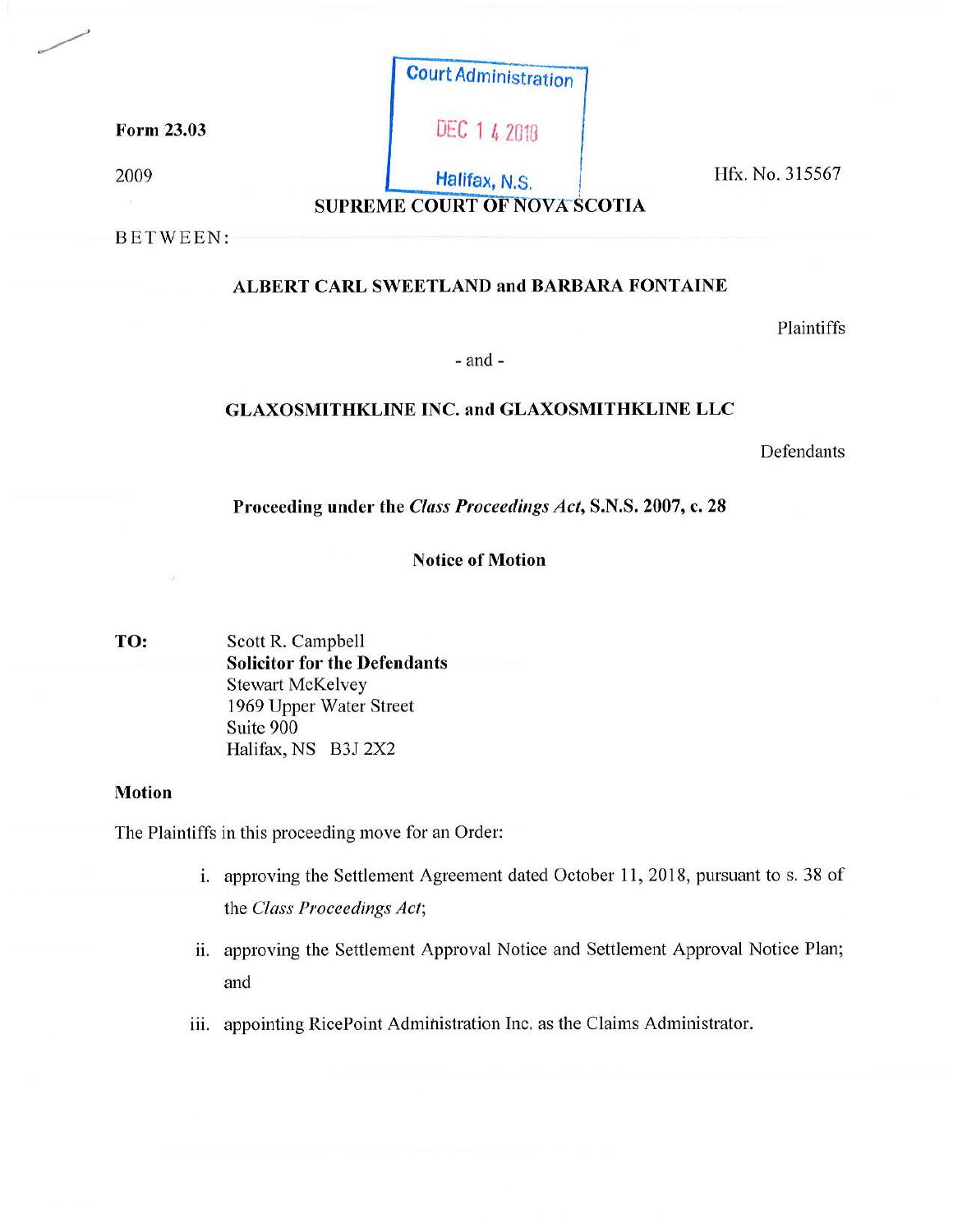Form 23.03

2009

Court Administration

DEC 14 2018

Halifax, N.S.

Hfx. No. 315567

**SUPREME COURT OF NOVA SCOTIA**

BETWEEN:

**ALBERT CARL SWEETLAND and BARBARA FONTAINE**

Plaintiffs

\- and -

**GLAXOSMITHKLINE INC. and GLAXOSMITHKLINE LLC**

Defendants

**Proceeding under the *Class Proceedings Act*, S.N.S. 2007, c. 28**

**Notice of Motion**

**TO:** Scott R. Campbell
**Solicitor for the Defendants**
Stewart McKelvey
1969 Upper Water Street
Suite 900
Halifax, NS B3J 2X2

**Motion**

The Plaintiffs in this proceeding move for an Order:

i. approving the Settlement Agreement dated October 11, 2018, pursuant to s. 38 of the *Class Proceedings Act*;

ii. approving the Settlement Approval Notice and Settlement Approval Notice Plan; and

iii. appointing RicePoint Administration Inc. as the Claims Administrator.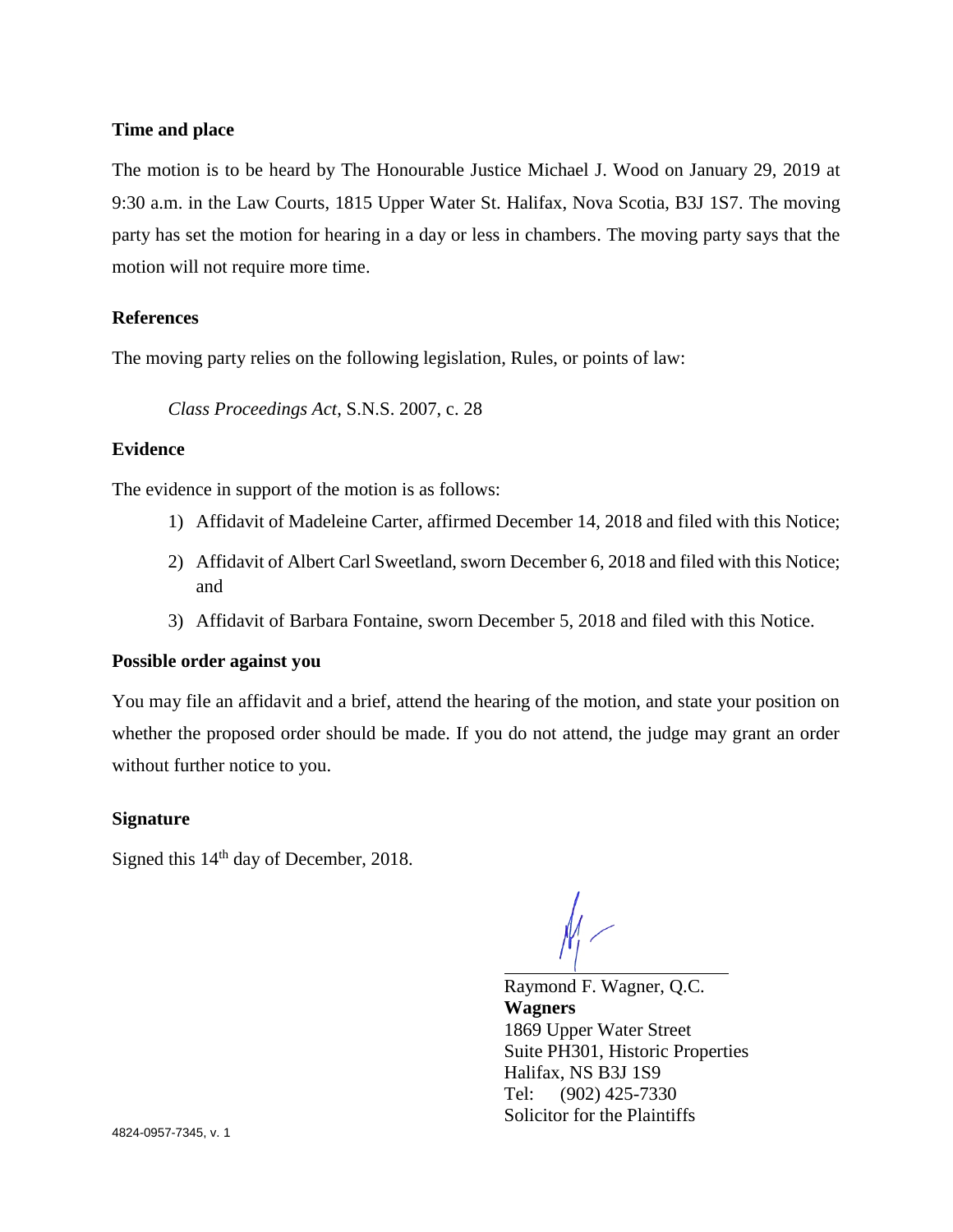**Time and place**

The motion is to be heard by The Honourable Justice Michael J. Wood on January 29, 2019 at 9:30 a.m. in the Law Courts, 1815 Upper Water St. Halifax, Nova Scotia, B3J 1S7. The moving party has set the motion for hearing in a day or less in chambers. The moving party says that the motion will not require more time.

**References**

The moving party relies on the following legislation, Rules, or points of law:

*Class Proceedings Act*, S.N.S. 2007, c. 28

**Evidence**

The evidence in support of the motion is as follows:

1) Affidavit of Madeleine Carter, affirmed December 14, 2018 and filed with this Notice;
2) Affidavit of Albert Carl Sweetland, sworn December 6, 2018 and filed with this Notice; and
3) Affidavit of Barbara Fontaine, sworn December 5, 2018 and filed with this Notice.

**Possible order against you**

You may file an affidavit and a brief, attend the hearing of the motion, and state your position on whether the proposed order should be made. If you do not attend, the judge may grant an order without further notice to you.

**Signature**

Signed this 14th day of December, 2018.

Raymond F. Wagner, Q.C.
**Wagners**
1869 Upper Water Street
Suite PH301, Historic Properties
Halifax, NS B3J 1S9
Tel: (902) 425-7330
Solicitor for the Plaintiffs

4824-0957-7345, v. 1